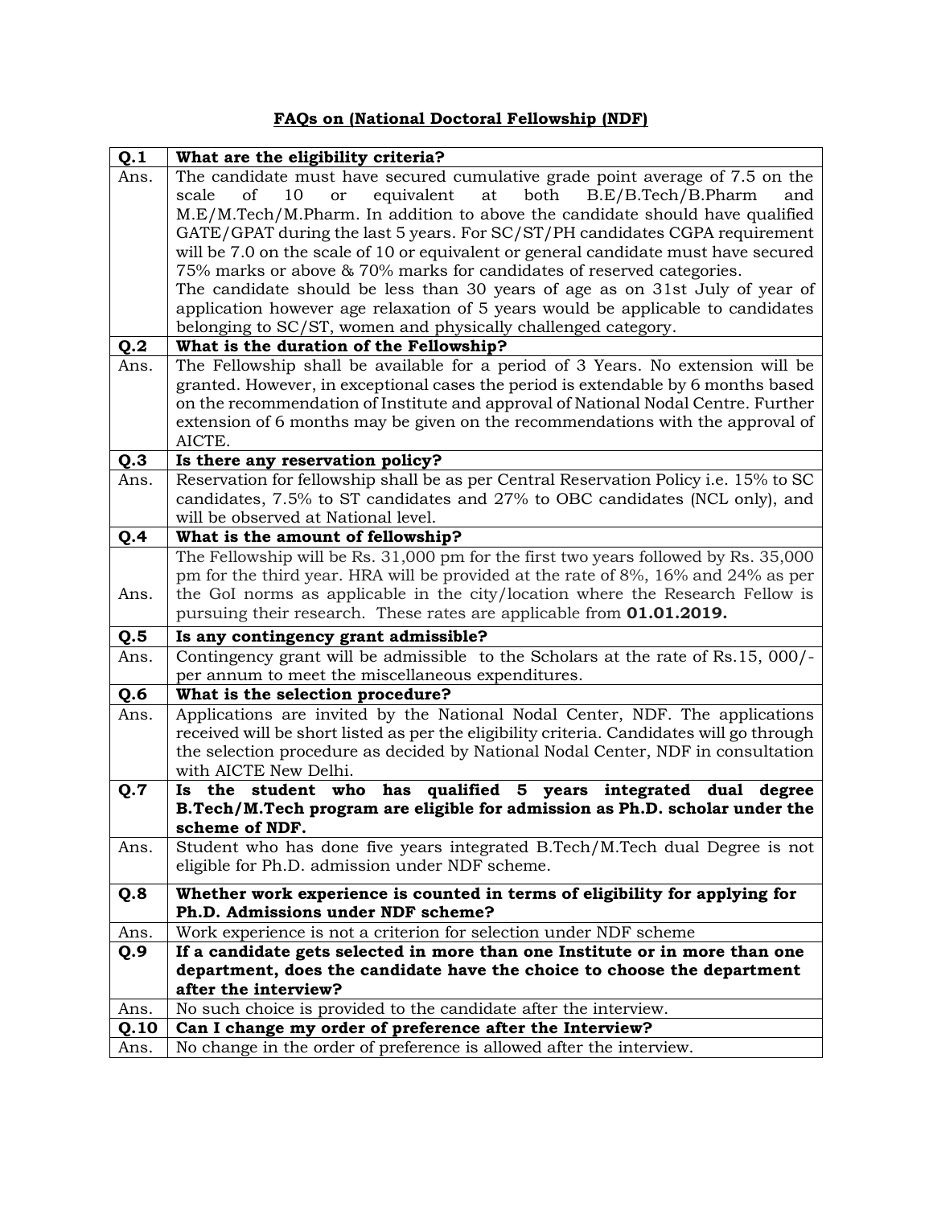# FAQs on (National Doctoral Fellowship (NDF)

| **Q.1** | **What are the eligibility criteria?** |
|---|---|
| Ans. | The candidate must have secured cumulative grade point average of 7.5 on the scale of 10 or equivalent at both B.E/B.Tech/B.Pharm and M.E/M.Tech/M.Pharm. In addition to above the candidate should have qualified GATE/GPAT during the last 5 years. For SC/ST/PH candidates CGPA requirement will be 7.0 on the scale of 10 or equivalent or general candidate must have secured 75% marks or above & 70% marks for candidates of reserved categories.<br>The candidate should be less than 30 years of age as on 31st July of year of application however age relaxation of 5 years would be applicable to candidates belonging to SC/ST, women and physically challenged category. |
| **Q.2** | **What is the duration of the Fellowship?** |
| Ans. | The Fellowship shall be available for a period of 3 Years. No extension will be granted. However, in exceptional cases the period is extendable by 6 months based on the recommendation of Institute and approval of National Nodal Centre. Further extension of 6 months may be given on the recommendations with the approval of AICTE. |
| **Q.3** | **Is there any reservation policy?** |
| Ans. | Reservation for fellowship shall be as per Central Reservation Policy i.e. 15% to SC candidates, 7.5% to ST candidates and 27% to OBC candidates (NCL only), and will be observed at National level. |
| **Q.4** | **What is the amount of fellowship?** |
| Ans. | The Fellowship will be Rs. 31,000 pm for the first two years followed by Rs. 35,000 pm for the third year. HRA will be provided at the rate of 8%, 16% and 24% as per the GoI norms as applicable in the city/location where the Research Fellow is pursuing their research. These rates are applicable from **01.01.2019.** |
| **Q.5** | **Is any contingency grant admissible?** |
| Ans. | Contingency grant will be admissible to the Scholars at the rate of Rs.15, 000/- per annum to meet the miscellaneous expenditures. |
| **Q.6** | **What is the selection procedure?** |
| Ans. | Applications are invited by the National Nodal Center, NDF. The applications received will be short listed as per the eligibility criteria. Candidates will go through the selection procedure as decided by National Nodal Center, NDF in consultation with AICTE New Delhi. |
| **Q.7** | **Is the student who has qualified 5 years integrated dual degree B.Tech/M.Tech program are eligible for admission as Ph.D. scholar under the scheme of NDF.** |
| Ans. | Student who has done five years integrated B.Tech/M.Tech dual Degree is not eligible for Ph.D. admission under NDF scheme. |
| **Q.8** | **Whether work experience is counted in terms of eligibility for applying for Ph.D. Admissions under NDF scheme?** |
| Ans. | Work experience is not a criterion for selection under NDF scheme |
| **Q.9** | **If a candidate gets selected in more than one Institute or in more than one department, does the candidate have the choice to choose the department after the interview?** |
| Ans. | No such choice is provided to the candidate after the interview. |
| **Q.10** | **Can I change my order of preference after the Interview?** |
| Ans. | No change in the order of preference is allowed after the interview. |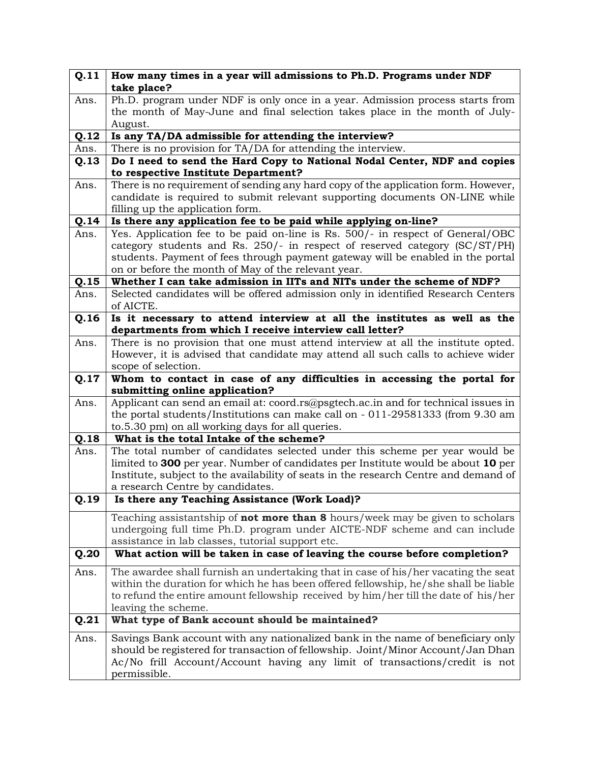| | |
|---|---|
| **Q.11** | **How many times in a year will admissions to Ph.D. Programs under NDF take place?** |
| Ans. | Ph.D. program under NDF is only once in a year. Admission process starts from the month of May-June and final selection takes place in the month of July-August. |
| **Q.12** | **Is any TA/DA admissible for attending the interview?** |
| Ans. | There is no provision for TA/DA for attending the interview. |
| **Q.13** | **Do I need to send the Hard Copy to National Nodal Center, NDF and copies to respective Institute Department?** |
| Ans. | There is no requirement of sending any hard copy of the application form. However, candidate is required to submit relevant supporting documents ON-LINE while filling up the application form. |
| **Q.14** | **Is there any application fee to be paid while applying on-line?** |
| Ans. | Yes. Application fee to be paid on-line is Rs. 500/- in respect of General/OBC category students and Rs. 250/- in respect of reserved category (SC/ST/PH) students. Payment of fees through payment gateway will be enabled in the portal on or before the month of May of the relevant year. |
| **Q.15** | **Whether I can take admission in IITs and NITs under the scheme of NDF?** |
| Ans. | Selected candidates will be offered admission only in identified Research Centers of AICTE. |
| **Q.16** | **Is it necessary to attend interview at all the institutes as well as the departments from which I receive interview call letter?** |
| Ans. | There is no provision that one must attend interview at all the institute opted. However, it is advised that candidate may attend all such calls to achieve wider scope of selection. |
| **Q.17** | **Whom to contact in case of any difficulties in accessing the portal for submitting online application?** |
| Ans. | Applicant can send an email at: coord.rs@psgtech.ac.in and for technical issues in the portal students/Institutions can make call on - 011-29581333 (from 9.30 am to.5.30 pm) on all working days for all queries. |
| **Q.18** | **What is the total Intake of the scheme?** |
| Ans. | The total number of candidates selected under this scheme per year would be limited to **300** per year. Number of candidates per Institute would be about **10** per Institute, subject to the availability of seats in the research Centre and demand of a research Centre by candidates. |
| **Q.19** | **Is there any Teaching Assistance (Work Load)?** |
| | Teaching assistantship of **not more than 8** hours/week may be given to scholars undergoing full time Ph.D. program under AICTE-NDF scheme and can include assistance in lab classes, tutorial support etc. |
| **Q.20** | **What action will be taken in case of leaving the course before completion?** |
| Ans. | The awardee shall furnish an undertaking that in case of his/her vacating the seat within the duration for which he has been offered fellowship, he/she shall be liable to refund the entire amount fellowship received by him/her till the date of his/her leaving the scheme. |
| **Q.21** | **What type of Bank account should be maintained?** |
| Ans. | Savings Bank account with any nationalized bank in the name of beneficiary only should be registered for transaction of fellowship. Joint/Minor Account/Jan Dhan Ac/No frill Account/Account having any limit of transactions/credit is not permissible. |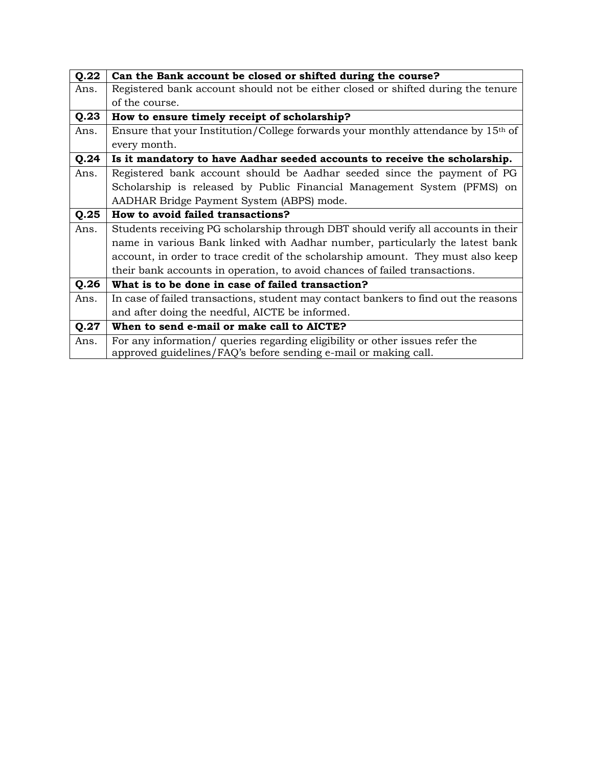| | |
|---|---|
| **Q.22** | **Can the Bank account be closed or shifted during the course?** |
| Ans. | Registered bank account should not be either closed or shifted during the tenure of the course. |
| **Q.23** | **How to ensure timely receipt of scholarship?** |
| Ans. | Ensure that your Institution/College forwards your monthly attendance by 15th of every month. |
| **Q.24** | **Is it mandatory to have Aadhar seeded accounts to receive the scholarship.** |
| Ans. | Registered bank account should be Aadhar seeded since the payment of PG Scholarship is released by Public Financial Management System (PFMS) on AADHAR Bridge Payment System (ABPS) mode. |
| **Q.25** | **How to avoid failed transactions?** |
| Ans. | Students receiving PG scholarship through DBT should verify all accounts in their name in various Bank linked with Aadhar number, particularly the latest bank account, in order to trace credit of the scholarship amount. They must also keep their bank accounts in operation, to avoid chances of failed transactions. |
| **Q.26** | **What is to be done in case of failed transaction?** |
| Ans. | In case of failed transactions, student may contact bankers to find out the reasons and after doing the needful, AICTE be informed. |
| **Q.27** | **When to send e-mail or make call to AICTE?** |
| Ans. | For any information/ queries regarding eligibility or other issues refer the approved guidelines/FAQ's before sending e-mail or making call. |